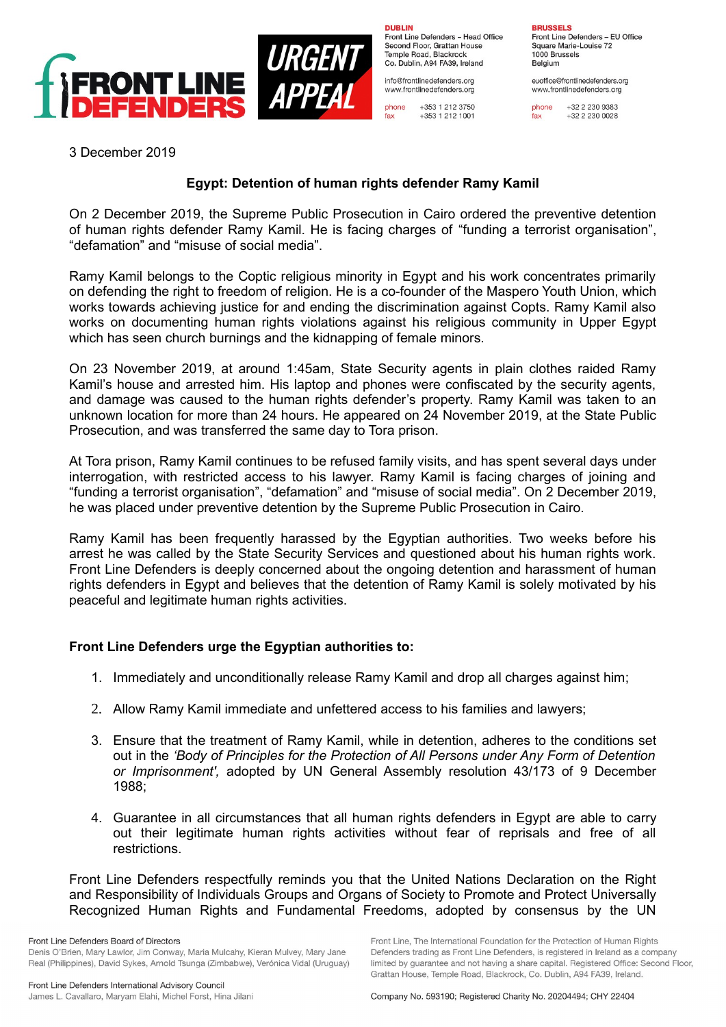FRONT LINE DEFENDERS

URGENT APPEAL

**DUBLIN**
Front Line Defenders – Head Office
Second Floor, Grattan House
Temple Road, Blackrock
Co. Dublin, A94 FA39, Ireland

info@frontlinedefenders.org
www.frontlinedefenders.org

phone +353 1 212 3750
fax +353 1 212 1001

**BRUSSELS**
Front Line Defenders – EU Office
Square Marie-Louise 72
1000 Brussels
Belgium

euoffice@frontlinedefenders.org
www.frontlinedefenders.org

phone +32 2 230 9383
fax +32 2 230 0028

3 December 2019

## Egypt: Detention of human rights defender Ramy Kamil

On 2 December 2019, the Supreme Public Prosecution in Cairo ordered the preventive detention of human rights defender Ramy Kamil. He is facing charges of "funding a terrorist organisation", "defamation" and "misuse of social media".

Ramy Kamil belongs to the Coptic religious minority in Egypt and his work concentrates primarily on defending the right to freedom of religion. He is a co-founder of the Maspero Youth Union, which works towards achieving justice for and ending the discrimination against Copts. Ramy Kamil also works on documenting human rights violations against his religious community in Upper Egypt which has seen church burnings and the kidnapping of female minors.

On 23 November 2019, at around 1:45am, State Security agents in plain clothes raided Ramy Kamil's house and arrested him. His laptop and phones were confiscated by the security agents, and damage was caused to the human rights defender's property. Ramy Kamil was taken to an unknown location for more than 24 hours. He appeared on 24 November 2019, at the State Public Prosecution, and was transferred the same day to Tora prison.

At Tora prison, Ramy Kamil continues to be refused family visits, and has spent several days under interrogation, with restricted access to his lawyer. Ramy Kamil is facing charges of joining and "funding a terrorist organisation", "defamation" and "misuse of social media". On 2 December 2019, he was placed under preventive detention by the Supreme Public Prosecution in Cairo.

Ramy Kamil has been frequently harassed by the Egyptian authorities. Two weeks before his arrest he was called by the State Security Services and questioned about his human rights work. Front Line Defenders is deeply concerned about the ongoing detention and harassment of human rights defenders in Egypt and believes that the detention of Ramy Kamil is solely motivated by his peaceful and legitimate human rights activities.

**Front Line Defenders urge the Egyptian authorities to:**

1. Immediately and unconditionally release Ramy Kamil and drop all charges against him;
2. Allow Ramy Kamil immediate and unfettered access to his families and lawyers;
3. Ensure that the treatment of Ramy Kamil, while in detention, adheres to the conditions set out in the *'Body of Principles for the Protection of All Persons under Any Form of Detention or Imprisonment',* adopted by UN General Assembly resolution 43/173 of 9 December 1988;
4. Guarantee in all circumstances that all human rights defenders in Egypt are able to carry out their legitimate human rights activities without fear of reprisals and free of all restrictions.

Front Line Defenders respectfully reminds you that the United Nations Declaration on the Right and Responsibility of Individuals Groups and Organs of Society to Promote and Protect Universally Recognized Human Rights and Fundamental Freedoms, adopted by consensus by the UN

Front Line Defenders Board of Directors
Denis O'Brien, Mary Lawlor, Jim Conway, Maria Mulcahy, Kieran Mulvey, Mary Jane Real (Philippines), David Sykes, Arnold Tsunga (Zimbabwe), Verónica Vidal (Uruguay)

Front Line Defenders International Advisory Council
James L. Cavallaro, Maryam Elahi, Michel Forst, Hina Jilani

Front Line, The International Foundation for the Protection of Human Rights Defenders trading as Front Line Defenders, is registered in Ireland as a company limited by guarantee and not having a share capital. Registered Office: Second Floor, Grattan House, Temple Road, Blackrock, Co. Dublin, A94 FA39, Ireland.

Company No. 593190; Registered Charity No. 20204494; CHY 22404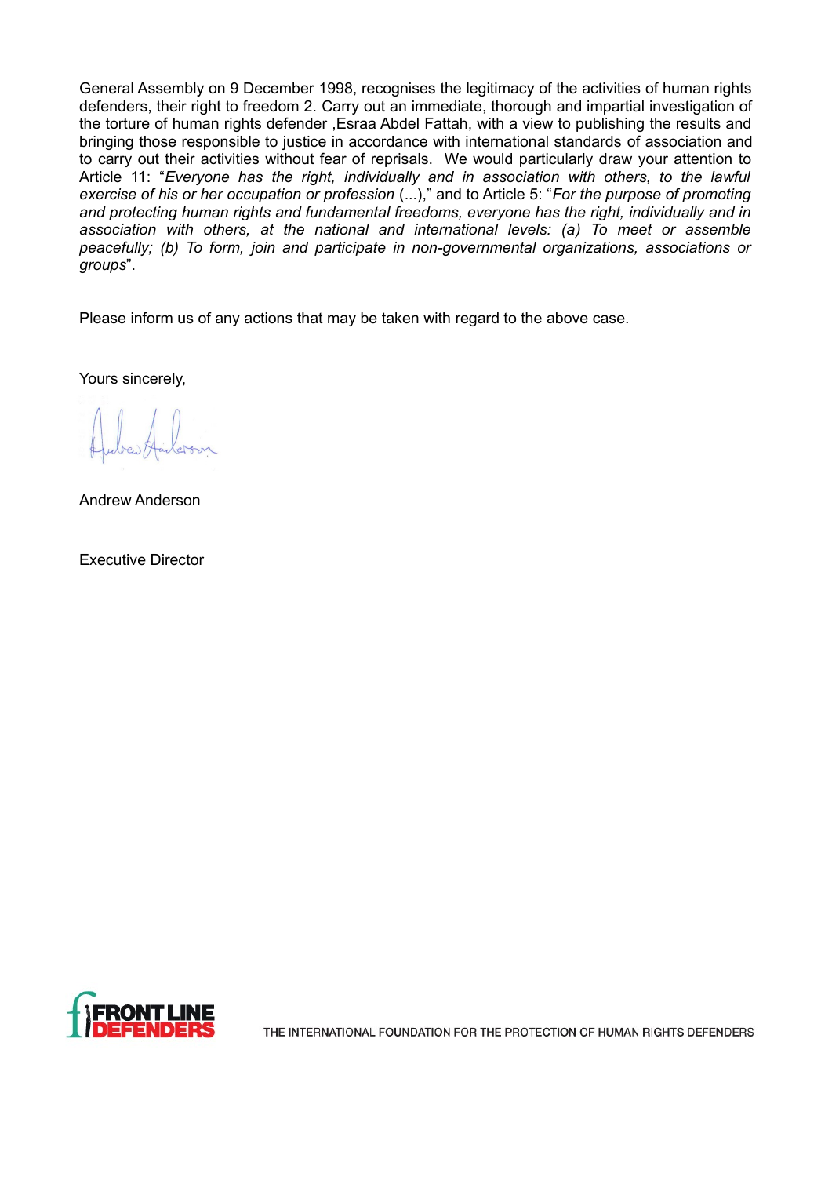General Assembly on 9 December 1998, recognises the legitimacy of the activities of human rights defenders, their right to freedom 2. Carry out an immediate, thorough and impartial investigation of the torture of human rights defender ,Esraa Abdel Fattah, with a view to publishing the results and bringing those responsible to justice in accordance with international standards of association and to carry out their activities without fear of reprisals. We would particularly draw your attention to Article 11: "*Everyone has the right, individually and in association with others, to the lawful exercise of his or her occupation or profession* (...)," and to Article 5: "*For the purpose of promoting and protecting human rights and fundamental freedoms, everyone has the right, individually and in association with others, at the national and international levels: (a) To meet or assemble peacefully; (b) To form, join and participate in non-governmental organizations, associations or groups*".

Please inform us of any actions that may be taken with regard to the above case.

Yours sincerely,

Andrew Anderson

Executive Director

FRONT LINE DEFENDERS

THE INTERNATIONAL FOUNDATION FOR THE PROTECTION OF HUMAN RIGHTS DEFENDERS